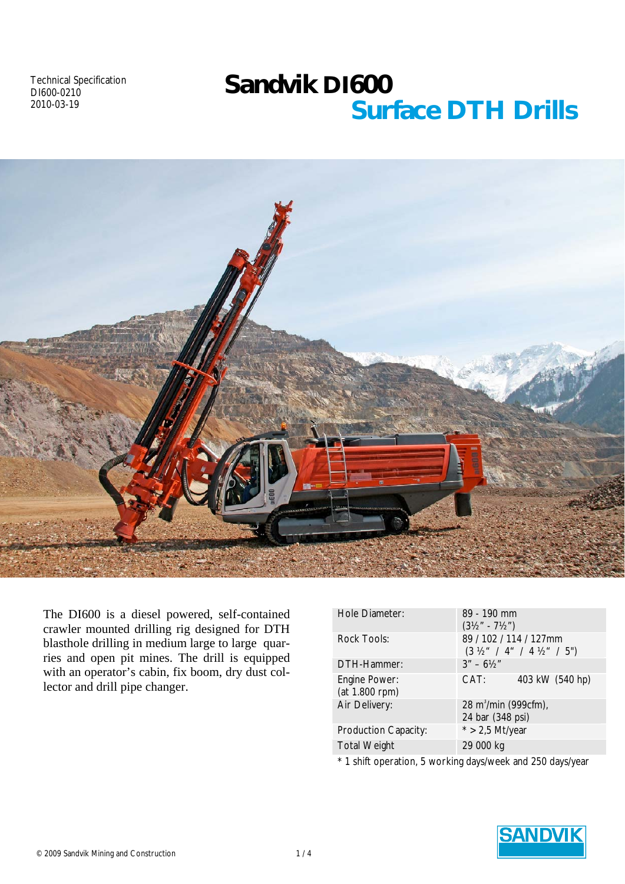Technical Specification
DI600-0210
2010-03-19

# Sandvik DI600

## Surface DTH Drills

The DI600 is a diesel powered, self-contained crawler mounted drilling rig designed for DTH blasthole drilling in medium large to large quarries and open pit mines. The drill is equipped with an operator's cabin, fix boom, dry dust collector and drill pipe changer.

| | |
|---|---|
| Hole Diameter: | 89 - 190 mm (3½" - 7½") |
| Rock Tools: | 89 / 102 / 114 / 127mm (3 ½" / 4" / 4 ½" / 5") |
| DTH-Hammer: | 3" – 6½" |
| Engine Power: (at 1.800 rpm) | CAT: 403 kW (540 hp) |
| Air Delivery: | 28 $m^3$/min (999cfm), 24 bar (348 psi) |
| Production Capacity: | * > 2,5 Mt/year |
| Total Weight | 29 000 kg |

* 1 shift operation, 5 working days/week and 250 days/year

© 2009 Sandvik Mining and Construction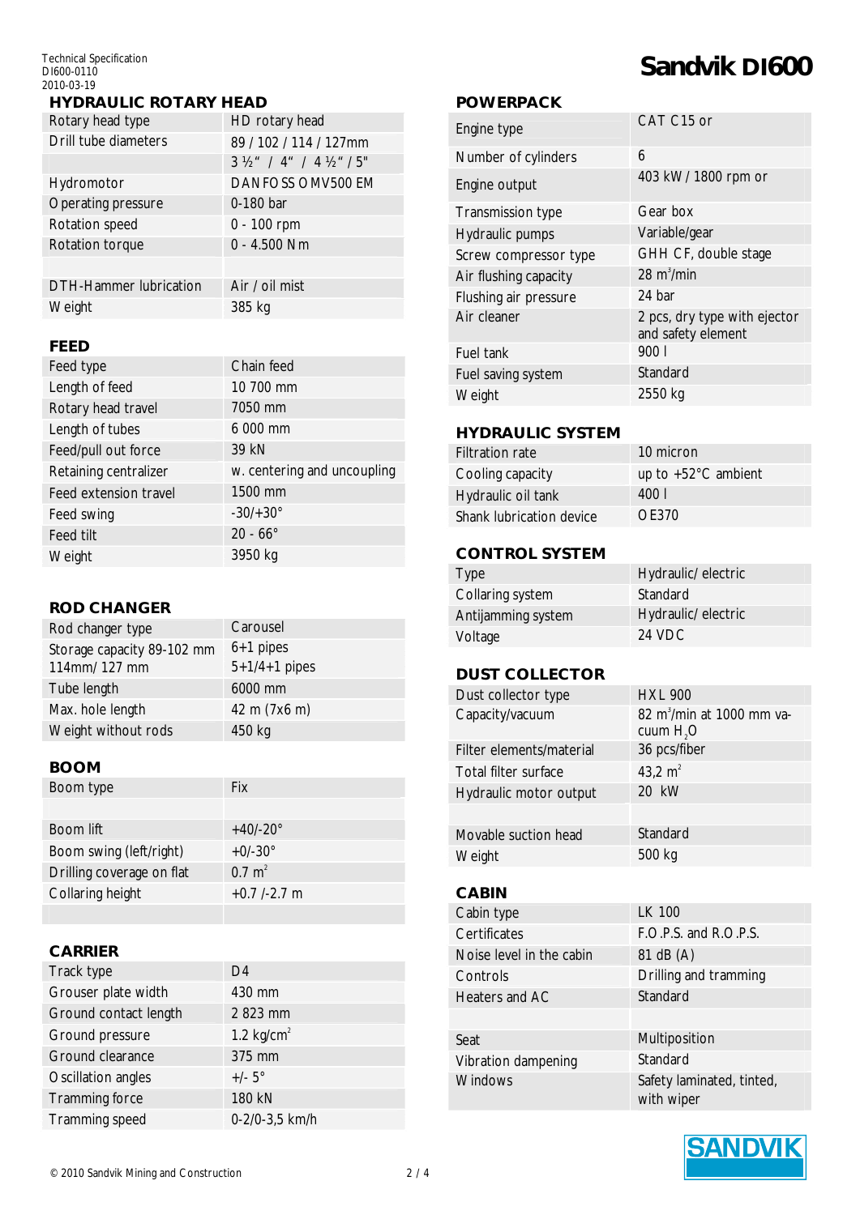Technical Specification
DI600-0110
2010-03-19

# Sandvik DI600

## HYDRAULIC ROTARY HEAD

| | |
|---|---|
| Rotary head type | HD rotary head |
| Drill tube diameters | 89 / 102 / 114 / 127mm |
| | 3 ½" / 4" / 4 ½" / 5" |
| Hydromotor | DANFOSS OMV500 EM |
| Operating pressure | 0-180 bar |
| Rotation speed | 0 - 100 rpm |
| Rotation torque | 0 - 4.500 Nm |
| | |
| DTH-Hammer lubrication | Air / oil mist |
| Weight | 385 kg |

## FEED

| | |
|---|---|
| Feed type | Chain feed |
| Length of feed | 10 700 mm |
| Rotary head travel | 7050 mm |
| Length of tubes | 6 000 mm |
| Feed/pull out force | 39 kN |
| Retaining centralizer | w. centering and uncoupling |
| Feed extension travel | 1500 mm |
| Feed swing | -30/+30° |
| Feed tilt | 20 - 66° |
| Weight | 3950 kg |

## ROD CHANGER

| | |
|---|---|
| Rod changer type | Carousel |
| Storage capacity 89-102 mm 114mm/ 127 mm | 6+1 pipes 5+1/4+1 pipes |
| Tube length | 6000 mm |
| Max. hole length | 42 m (7x6 m) |
| Weight without rods | 450 kg |

## BOOM

| | |
|---|---|
| Boom type | Fix |
| | |
| Boom lift | +40/-20° |
| Boom swing (left/right) | +0/-30° |
| Drilling coverage on flat | 0.7 $m^2$ |
| Collaring height | +0.7 /-2.7 m |
| | |

## CARRIER

| | |
|---|---|
| Track type | D4 |
| Grouser plate width | 430 mm |
| Ground contact length | 2 823 mm |
| Ground pressure | 1.2 $kg/cm^2$ |
| Ground clearance | 375 mm |
| Oscillation angles | +/- 5° |
| Tramming force | 180 kN |
| Tramming speed | 0-2/0-3,5 km/h |

## POWERPACK

| | |
|---|---|
| Engine type | CAT C15 or |
| Number of cylinders | 6 |
| Engine output | 403 kW / 1800 rpm or |
| Transmission type | Gear box |
| Hydraulic pumps | Variable/gear |
| Screw compressor type | GHH CF, double stage |
| Air flushing capacity | 28 $m^3$/min |
| Flushing air pressure | 24 bar |
| Air cleaner | 2 pcs, dry type with ejector and safety element |
| Fuel tank | 900 l |
| Fuel saving system | Standard |
| Weight | 2550 kg |

## HYDRAULIC SYSTEM

| | |
|---|---|
| Filtration rate | 10 micron |
| Cooling capacity | up to +52°C ambient |
| Hydraulic oil tank | 400 l |
| Shank lubrication device | OE370 |

## CONTROL SYSTEM

| | |
|---|---|
| Type | Hydraulic/ electric |
| Collaring system | Standard |
| Antijamming system | Hydraulic/ electric |
| Voltage | 24 VDC |

## DUST COLLECTOR

| | |
|---|---|
| Dust collector type | HXL 900 |
| Capacity/vacuum | 82 $m^3$/min at 1000 mm vacuum $H_2O$ |
| Filter elements/material | 36 pcs/fiber |
| Total filter surface | 43,2 $m^2$ |
| Hydraulic motor output | 20 kW |
| | |
| Movable suction head | Standard |
| Weight | 500 kg |

## CABIN

| | |
|---|---|
| Cabin type | LK 100 |
| Certificates | F.O.P.S. and R.O.P.S. |
| Noise level in the cabin | 81 dB (A) |
| Controls | Drilling and tramming |
| Heaters and AC | Standard |
| | |
| Seat | Multiposition |
| Vibration dampening | Standard |
| Windows | Safety laminated, tinted, with wiper |

© 2010 Sandvik Mining and Construction

SANDVIK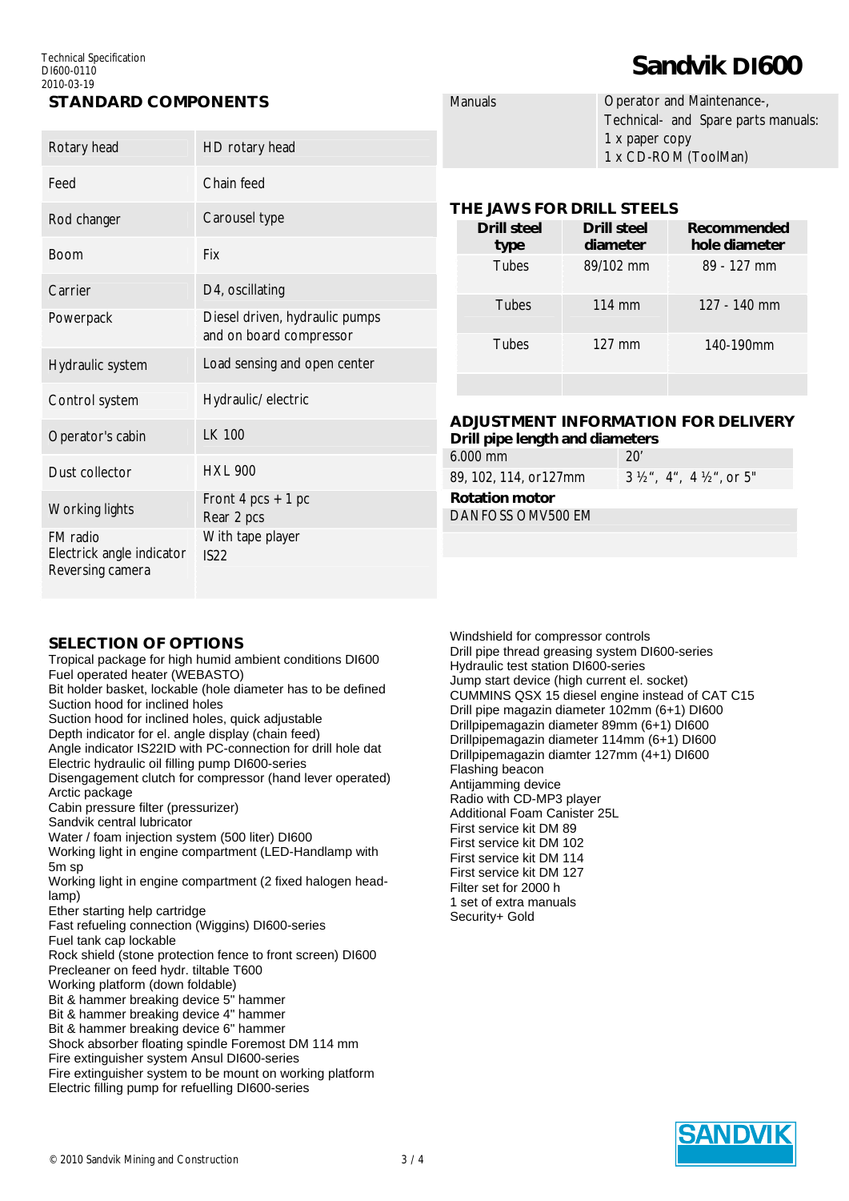## STANDARD COMPONENTS

| | |
|---|---|
| Rotary head | HD rotary head |
| Feed | Chain feed |
| Rod changer | Carousel type |
| Boom | Fix |
| Carrier | D4, oscillating |
| Powerpack | Diesel driven, hydraulic pumps and on board compressor |
| Hydraulic system | Load sensing and open center |
| Control system | Hydraulic/ electric |
| Operator's cabin | LK 100 |
| Dust collector | HXL 900 |
| Working lights | Front 4 pcs + 1 pc<br>Rear 2 pcs |
| FM radio<br>Electrick angle indicator<br>Reversing camera | With tape player<br>IS22 |
| Manuals | Operator and Maintenance-, Technical- and Spare parts manuals:<br>1 x paper copy<br>1 x CD-ROM (ToolMan) |

## THE JAWS FOR DRILL STEELS

| Drill steel type | Drill steel diameter | Recommended hole diameter |
|---|---|---|
| Tubes | 89/102 mm | 89 - 127 mm |
| Tubes | 114 mm | 127 - 140 mm |
| Tubes | 127 mm | 140-190mm |

## ADJUSTMENT INFORMATION FOR DELIVERY

**Drill pipe length and diameters**

| | |
|---|---|
| 6.000 mm | 20' |
| 89, 102, 114, or127mm | 3 ½", 4", 4 ½", or 5" |

**Rotation motor**

DANFOSS OMV500 EM

## SELECTION OF OPTIONS

Tropical package for high humid ambient conditions DI600
Fuel operated heater (WEBASTO)
Bit holder basket, lockable (hole diameter has to be defined
Suction hood for inclined holes
Suction hood for inclined holes, quick adjustable
Depth indicator for el. angle display (chain feed)
Angle indicator IS22ID with PC-connection for drill hole dat
Electric hydraulic oil filling pump DI600-series
Disengagement clutch for compressor (hand lever operated)
Arctic package
Cabin pressure filter (pressurizer)
Sandvik central lubricator
Water / foam injection system (500 liter) DI600
Working light in engine compartment (LED-Handlamp with 5m sp
Working light in engine compartment (2 fixed halogen head-lamp)
Ether starting help cartridge
Fast refueling connection (Wiggins) DI600-series
Fuel tank cap lockable
Rock shield (stone protection fence to front screen) DI600
Precleaner on feed hydr. tiltable T600
Working platform (down foldable)
Bit & hammer breaking device 5" hammer
Bit & hammer breaking device 4" hammer
Bit & hammer breaking device 6" hammer
Shock absorber floating spindle Foremost DM 114 mm
Fire extinguisher system Ansul DI600-series
Fire extinguisher system to be mount on working platform
Electric filling pump for refuelling DI600-series
Windshield for compressor controls
Drill pipe thread greasing system DI600-series
Hydraulic test station DI600-series
Jump start device (high current el. socket)
CUMMINS QSX 15 diesel engine instead of CAT C15
Drill pipe magazin diameter 102mm (6+1) DI600
Drillpipemagazin diameter 89mm (6+1) DI600
Drillpipemagazin diameter 114mm (6+1) DI600
Drillpipemagazin diamter 127mm (4+1) DI600
Flashing beacon
Antijamming device
Radio with CD-MP3 player
Additional Foam Canister 25L
First service kit DM 89
First service kit DM 102
First service kit DM 114
First service kit DM 127
Filter set for 2000 h
1 set of extra manuals
Security+ Gold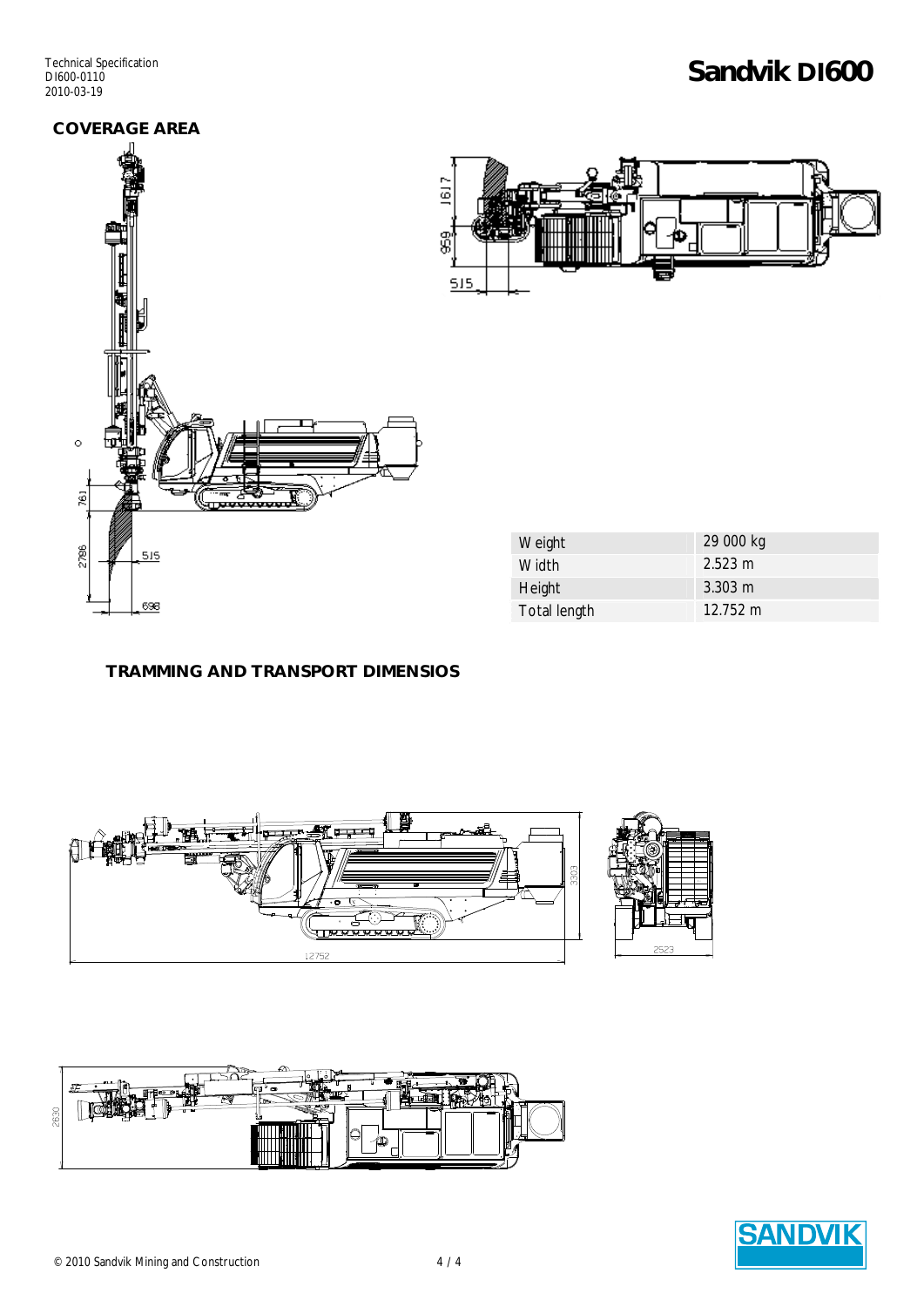## COVERAGE AREA

1617

959

515

761

2786

515

698

| | |
|---|---|
| Weight | 29 000 kg |
| Width | 2.523 m |
| Height | 3.303 m |
| Total length | 12.752 m |

## TRAMMING AND TRANSPORT DIMENSIOS

3303

12752

2523

2630